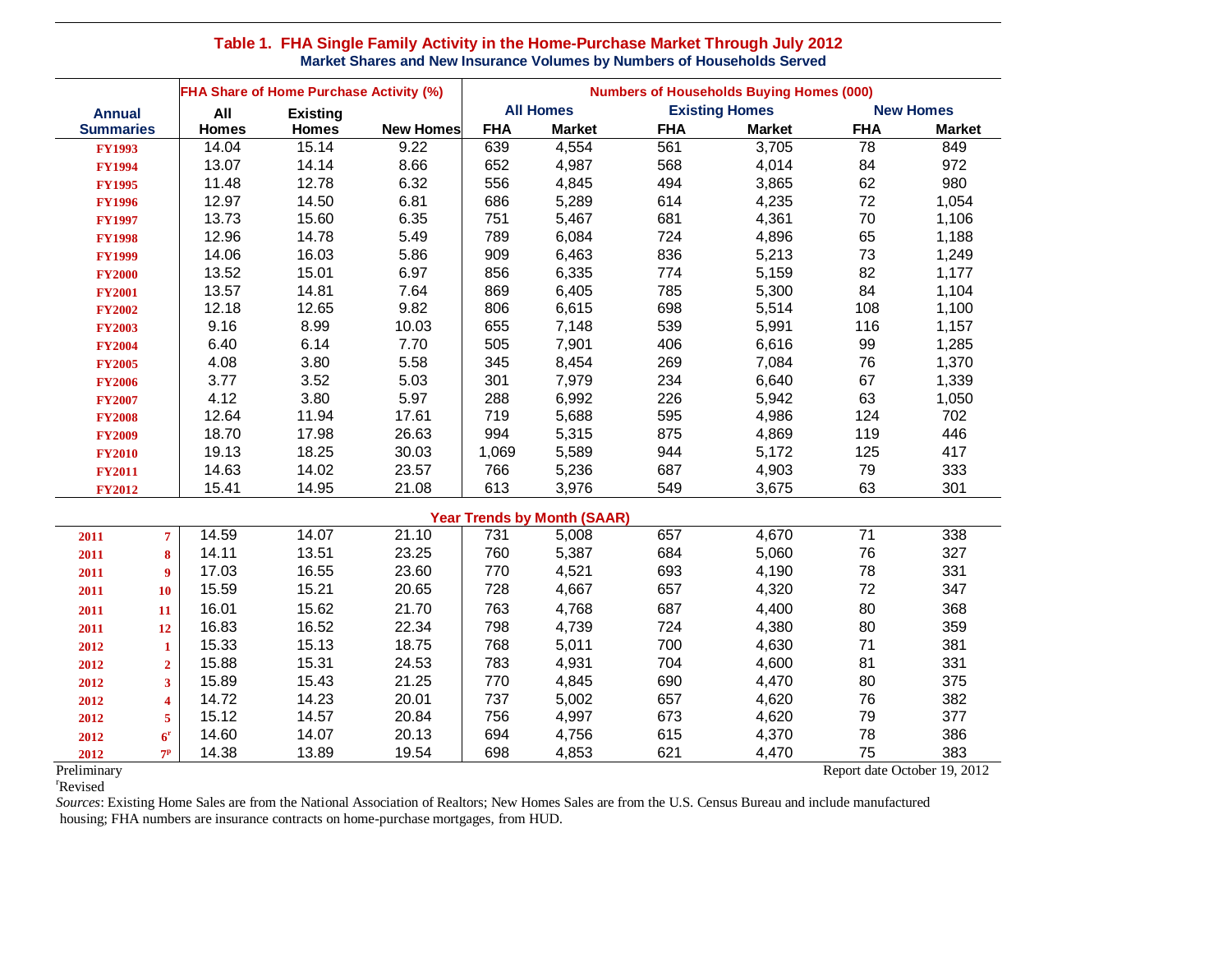## Table 1. FHA Single Family Activity in the Home-Purchase Market Through July 2012

### Market Shares and New Insurance Volumes by Numbers of Households Served

| Annual Summaries | FHA Share of Home Purchase Activity (%) | | | Numbers of Households Buying Homes (000) | | | | | |
|---|---|---|---|---|---|---|---|---|---|
| | All Homes | Existing Homes | New Homes | All Homes | | Existing Homes | | New Homes | |
| | | | | FHA | Market | FHA | Market | FHA | Market |
| FY1993 | 14.04 | 15.14 | 9.22 | 639 | 4,554 | 561 | 3,705 | 78 | 849 |
| FY1994 | 13.07 | 14.14 | 8.66 | 652 | 4,987 | 568 | 4,014 | 84 | 972 |
| FY1995 | 11.48 | 12.78 | 6.32 | 556 | 4,845 | 494 | 3,865 | 62 | 980 |
| FY1996 | 12.97 | 14.50 | 6.81 | 686 | 5,289 | 614 | 4,235 | 72 | 1,054 |
| FY1997 | 13.73 | 15.60 | 6.35 | 751 | 5,467 | 681 | 4,361 | 70 | 1,106 |
| FY1998 | 12.96 | 14.78 | 5.49 | 789 | 6,084 | 724 | 4,896 | 65 | 1,188 |
| FY1999 | 14.06 | 16.03 | 5.86 | 909 | 6,463 | 836 | 5,213 | 73 | 1,249 |
| FY2000 | 13.52 | 15.01 | 6.97 | 856 | 6,335 | 774 | 5,159 | 82 | 1,177 |
| FY2001 | 13.57 | 14.81 | 7.64 | 869 | 6,405 | 785 | 5,300 | 84 | 1,104 |
| FY2002 | 12.18 | 12.65 | 9.82 | 806 | 6,615 | 698 | 5,514 | 108 | 1,100 |
| FY2003 | 9.16 | 8.99 | 10.03 | 655 | 7,148 | 539 | 5,991 | 116 | 1,157 |
| FY2004 | 6.40 | 6.14 | 7.70 | 505 | 7,901 | 406 | 6,616 | 99 | 1,285 |
| FY2005 | 4.08 | 3.80 | 5.58 | 345 | 8,454 | 269 | 7,084 | 76 | 1,370 |
| FY2006 | 3.77 | 3.52 | 5.03 | 301 | 7,979 | 234 | 6,640 | 67 | 1,339 |
| FY2007 | 4.12 | 3.80 | 5.97 | 288 | 6,992 | 226 | 5,942 | 63 | 1,050 |
| FY2008 | 12.64 | 11.94 | 17.61 | 719 | 5,688 | 595 | 4,986 | 124 | 702 |
| FY2009 | 18.70 | 17.98 | 26.63 | 994 | 5,315 | 875 | 4,869 | 119 | 446 |
| FY2010 | 19.13 | 18.25 | 30.03 | 1,069 | 5,589 | 944 | 5,172 | 125 | 417 |
| FY2011 | 14.63 | 14.02 | 23.57 | 766 | 5,236 | 687 | 4,903 | 79 | 333 |
| FY2012 | 15.41 | 14.95 | 21.08 | 613 | 3,976 | 549 | 3,675 | 63 | 301 |
| **Year Trends by Month (SAAR)** | | | | | | | | | |
| 2011 7 | 14.59 | 14.07 | 21.10 | 731 | 5,008 | 657 | 4,670 | 71 | 338 |
| 2011 8 | 14.11 | 13.51 | 23.25 | 760 | 5,387 | 684 | 5,060 | 76 | 327 |
| 2011 9 | 17.03 | 16.55 | 23.60 | 770 | 4,521 | 693 | 4,190 | 78 | 331 |
| 2011 10 | 15.59 | 15.21 | 20.65 | 728 | 4,667 | 657 | 4,320 | 72 | 347 |
| 2011 11 | 16.01 | 15.62 | 21.70 | 763 | 4,768 | 687 | 4,400 | 80 | 368 |
| 2011 12 | 16.83 | 16.52 | 22.34 | 798 | 4,739 | 724 | 4,380 | 80 | 359 |
| 2012 1 | 15.33 | 15.13 | 18.75 | 768 | 5,011 | 700 | 4,630 | 71 | 381 |
| 2012 2 | 15.88 | 15.31 | 24.53 | 783 | 4,931 | 704 | 4,600 | 81 | 331 |
| 2012 3 | 15.89 | 15.43 | 21.25 | 770 | 4,845 | 690 | 4,470 | 80 | 375 |
| 2012 4 | 14.72 | 14.23 | 20.01 | 737 | 5,002 | 657 | 4,620 | 76 | 382 |
| 2012 5 | 15.12 | 14.57 | 20.84 | 756 | 4,997 | 673 | 4,620 | 79 | 377 |
| 2012 6[r] | 14.60 | 14.07 | 20.13 | 694 | 4,756 | 615 | 4,370 | 78 | 386 |
| 2012 7[p] | 14.38 | 13.89 | 19.54 | 698 | 4,853 | 621 | 4,470 | 75 | 383 |

Preliminary

[r]Revised

Report date October 19, 2012

*Sources*: Existing Home Sales are from the National Association of Realtors; New Homes Sales are from the U.S. Census Bureau and include manufactured housing; FHA numbers are insurance contracts on home-purchase mortgages, from HUD.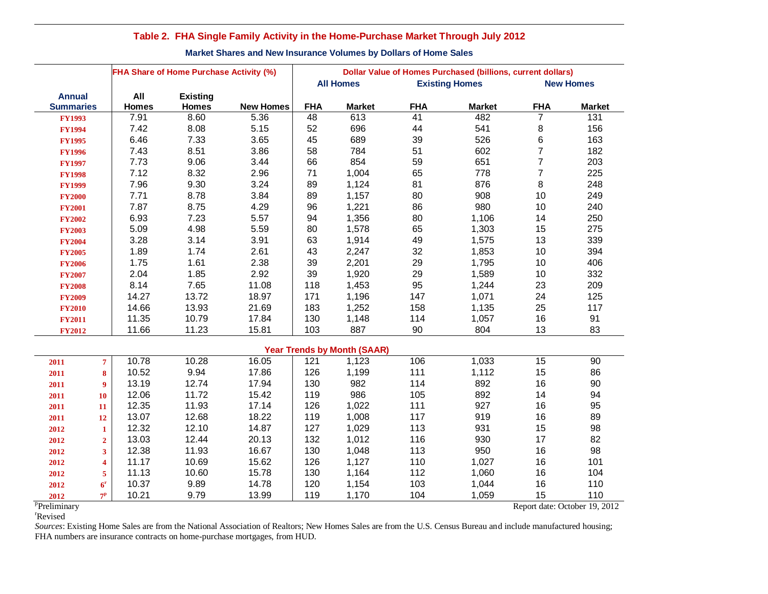## Table 2. FHA Single Family Activity in the Home-Purchase Market Through July 2012

### Market Shares and New Insurance Volumes by Dollars of Home Sales

| | FHA Share of Home Purchase Activity (%) | | | Dollar Value of Homes Purchased (billions, current dollars) | | | | | |
|---|---|---|---|---|---|---|---|---|---|
| | | | | All Homes | | Existing Homes | | New Homes | |
| Annual Summaries | All Homes | Existing Homes | New Homes | FHA | Market | FHA | Market | FHA | Market |
| FY1993 | 7.91 | 8.60 | 5.36 | 48 | 613 | 41 | 482 | 7 | 131 |
| FY1994 | 7.42 | 8.08 | 5.15 | 52 | 696 | 44 | 541 | 8 | 156 |
| FY1995 | 6.46 | 7.33 | 3.65 | 45 | 689 | 39 | 526 | 6 | 163 |
| FY1996 | 7.43 | 8.51 | 3.86 | 58 | 784 | 51 | 602 | 7 | 182 |
| FY1997 | 7.73 | 9.06 | 3.44 | 66 | 854 | 59 | 651 | 7 | 203 |
| FY1998 | 7.12 | 8.32 | 2.96 | 71 | 1,004 | 65 | 778 | 7 | 225 |
| FY1999 | 7.96 | 9.30 | 3.24 | 89 | 1,124 | 81 | 876 | 8 | 248 |
| FY2000 | 7.71 | 8.78 | 3.84 | 89 | 1,157 | 80 | 908 | 10 | 249 |
| FY2001 | 7.87 | 8.75 | 4.29 | 96 | 1,221 | 86 | 980 | 10 | 240 |
| FY2002 | 6.93 | 7.23 | 5.57 | 94 | 1,356 | 80 | 1,106 | 14 | 250 |
| FY2003 | 5.09 | 4.98 | 5.59 | 80 | 1,578 | 65 | 1,303 | 15 | 275 |
| FY2004 | 3.28 | 3.14 | 3.91 | 63 | 1,914 | 49 | 1,575 | 13 | 339 |
| FY2005 | 1.89 | 1.74 | 2.61 | 43 | 2,247 | 32 | 1,853 | 10 | 394 |
| FY2006 | 1.75 | 1.61 | 2.38 | 39 | 2,201 | 29 | 1,795 | 10 | 406 |
| FY2007 | 2.04 | 1.85 | 2.92 | 39 | 1,920 | 29 | 1,589 | 10 | 332 |
| FY2008 | 8.14 | 7.65 | 11.08 | 118 | 1,453 | 95 | 1,244 | 23 | 209 |
| FY2009 | 14.27 | 13.72 | 18.97 | 171 | 1,196 | 147 | 1,071 | 24 | 125 |
| FY2010 | 14.66 | 13.93 | 21.69 | 183 | 1,252 | 158 | 1,135 | 25 | 117 |
| FY2011 | 11.35 | 10.79 | 17.84 | 130 | 1,148 | 114 | 1,057 | 16 | 91 |
| FY2012 | 11.66 | 11.23 | 15.81 | 103 | 887 | 90 | 804 | 13 | 83 |
| **Year Trends by Month (SAAR)** | | | | | | | | | |
| 2011 7 | 10.78 | 10.28 | 16.05 | 121 | 1,123 | 106 | 1,033 | 15 | 90 |
| 2011 8 | 10.52 | 9.94 | 17.86 | 126 | 1,199 | 111 | 1,112 | 15 | 86 |
| 2011 9 | 13.19 | 12.74 | 17.94 | 130 | 982 | 114 | 892 | 16 | 90 |
| 2011 10 | 12.06 | 11.72 | 15.42 | 119 | 986 | 105 | 892 | 14 | 94 |
| 2011 11 | 12.35 | 11.93 | 17.14 | 126 | 1,022 | 111 | 927 | 16 | 95 |
| 2011 12 | 13.07 | 12.68 | 18.22 | 119 | 1,008 | 117 | 919 | 16 | 89 |
| 2012 1 | 12.32 | 12.10 | 14.87 | 127 | 1,029 | 113 | 931 | 15 | 98 |
| 2012 2 | 13.03 | 12.44 | 20.13 | 132 | 1,012 | 116 | 930 | 17 | 82 |
| 2012 3 | 12.38 | 11.93 | 16.67 | 130 | 1,048 | 113 | 950 | 16 | 98 |
| 2012 4 | 11.17 | 10.69 | 15.62 | 126 | 1,127 | 110 | 1,027 | 16 | 101 |
| 2012 5 | 11.13 | 10.60 | 15.78 | 130 | 1,164 | 112 | 1,060 | 16 | 104 |
| 2012 6[r] | 10.37 | 9.89 | 14.78 | 120 | 1,154 | 103 | 1,044 | 16 | 110 |
| 2012 7[p] | 10.21 | 9.79 | 13.99 | 119 | 1,170 | 104 | 1,059 | 15 | 110 |

[p]Preliminary

[r]Revised

Report date: October 19, 2012

*Sources*: Existing Home Sales are from the National Association of Realtors; New Homes Sales are from the U.S. Census Bureau and include manufactured housing; FHA numbers are insurance contracts on home-purchase mortgages, from HUD.